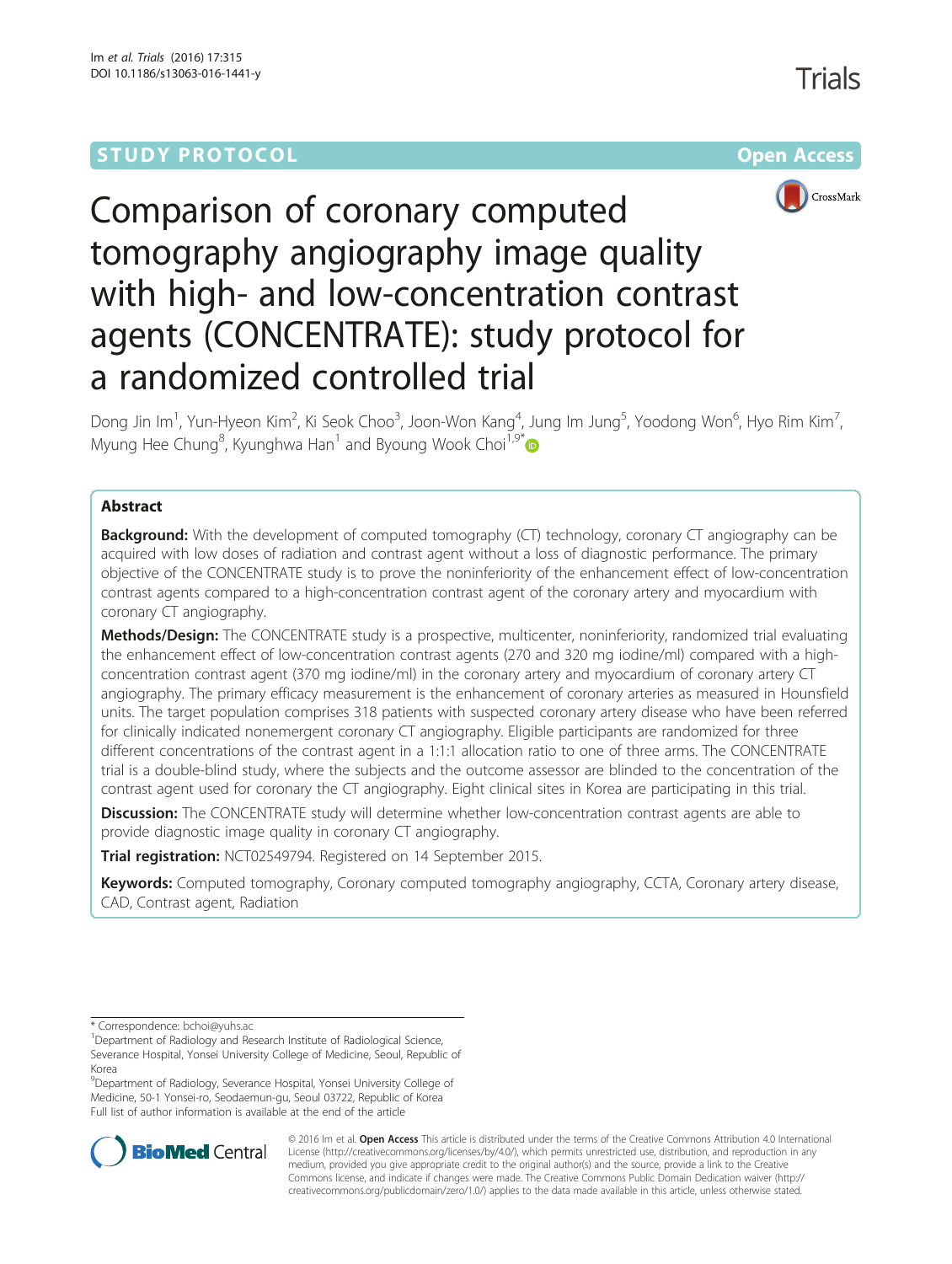STUDY PROTOCOL Open Access

# Comparison of coronary computed tomography angiography image quality with high- and low-concentration contrast agents (CONCENTRATE): study protocol for a randomized controlled trial

Dong Jin Im[1], Yun-Hyeon Kim[2], Ki Seok Choo[3], Joon-Won Kang[4], Jung Im Jung[5], Yoodong Won[6], Hyo Rim Kim[7], Myung Hee Chung[8], Kyunghwa Han[1] and Byoung Wook Choi[1,9*]

## Abstract

**Background:** With the development of computed tomography (CT) technology, coronary CT angiography can be acquired with low doses of radiation and contrast agent without a loss of diagnostic performance. The primary objective of the CONCENTRATE study is to prove the noninferiority of the enhancement effect of low-concentration contrast agents compared to a high-concentration contrast agent of the coronary artery and myocardium with coronary CT angiography.

**Methods/Design:** The CONCENTRATE study is a prospective, multicenter, noninferiority, randomized trial evaluating the enhancement effect of low-concentration contrast agents (270 and 320 mg iodine/ml) compared with a high-concentration contrast agent (370 mg iodine/ml) in the coronary artery and myocardium of coronary artery CT angiography. The primary efficacy measurement is the enhancement of coronary arteries as measured in Hounsfield units. The target population comprises 318 patients with suspected coronary artery disease who have been referred for clinically indicated nonemergent coronary CT angiography. Eligible participants are randomized for three different concentrations of the contrast agent in a 1:1:1 allocation ratio to one of three arms. The CONCENTRATE trial is a double-blind study, where the subjects and the outcome assessor are blinded to the concentration of the contrast agent used for coronary the CT angiography. Eight clinical sites in Korea are participating in this trial.

**Discussion:** The CONCENTRATE study will determine whether low-concentration contrast agents are able to provide diagnostic image quality in coronary CT angiography.

**Trial registration:** NCT02549794. Registered on 14 September 2015.

**Keywords:** Computed tomography, Coronary computed tomography angiography, CCTA, Coronary artery disease, CAD, Contrast agent, Radiation

---

\* Correspondence: bchoi@yuhs.ac

[1]Department of Radiology and Research Institute of Radiological Science, Severance Hospital, Yonsei University College of Medicine, Seoul, Republic of Korea

[9]Department of Radiology, Severance Hospital, Yonsei University College of Medicine, 50-1 Yonsei-ro, Seodaemun-gu, Seoul 03722, Republic of Korea

Full list of author information is available at the end of the article

© 2016 Im et al. **Open Access** This article is distributed under the terms of the Creative Commons Attribution 4.0 International License (http://creativecommons.org/licenses/by/4.0/), which permits unrestricted use, distribution, and reproduction in any medium, provided you give appropriate credit to the original author(s) and the source, provide a link to the Creative Commons license, and indicate if changes were made. The Creative Commons Public Domain Dedication waiver (http://creativecommons.org/publicdomain/zero/1.0/) applies to the data made available in this article, unless otherwise stated.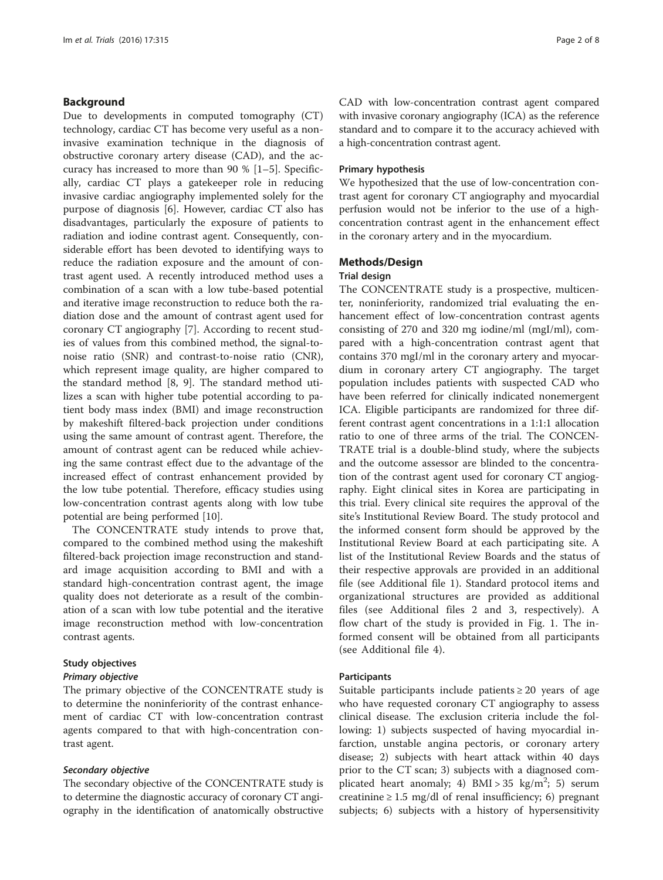## Background

Due to developments in computed tomography (CT) technology, cardiac CT has become very useful as a noninvasive examination technique in the diagnosis of obstructive coronary artery disease (CAD), and the accuracy has increased to more than 90 % [1–5]. Specifically, cardiac CT plays a gatekeeper role in reducing invasive cardiac angiography implemented solely for the purpose of diagnosis [6]. However, cardiac CT also has disadvantages, particularly the exposure of patients to radiation and iodine contrast agent. Consequently, considerable effort has been devoted to identifying ways to reduce the radiation exposure and the amount of contrast agent used. A recently introduced method uses a combination of a scan with a low tube-based potential and iterative image reconstruction to reduce both the radiation dose and the amount of contrast agent used for coronary CT angiography [7]. According to recent studies of values from this combined method, the signal-to-noise ratio (SNR) and contrast-to-noise ratio (CNR), which represent image quality, are higher compared to the standard method [8, 9]. The standard method utilizes a scan with higher tube potential according to patient body mass index (BMI) and image reconstruction by makeshift filtered-back projection under conditions using the same amount of contrast agent. Therefore, the amount of contrast agent can be reduced while achieving the same contrast effect due to the advantage of the increased effect of contrast enhancement provided by the low tube potential. Therefore, efficacy studies using low-concentration contrast agents along with low tube potential are being performed [10].

The CONCENTRATE study intends to prove that, compared to the combined method using the makeshift filtered-back projection image reconstruction and standard image acquisition according to BMI and with a standard high-concentration contrast agent, the image quality does not deteriorate as a result of the combination of a scan with low tube potential and the iterative image reconstruction method with low-concentration contrast agents.

### Study objectives

#### *Primary objective*

The primary objective of the CONCENTRATE study is to determine the noninferiority of the contrast enhancement of cardiac CT with low-concentration contrast agents compared to that with high-concentration contrast agent.

#### *Secondary objective*

The secondary objective of the CONCENTRATE study is to determine the diagnostic accuracy of coronary CT angiography in the identification of anatomically obstructive CAD with low-concentration contrast agent compared with invasive coronary angiography (ICA) as the reference standard and to compare it to the accuracy achieved with a high-concentration contrast agent.

### Primary hypothesis

We hypothesized that the use of low-concentration contrast agent for coronary CT angiography and myocardial perfusion would not be inferior to the use of a high-concentration contrast agent in the enhancement effect in the coronary artery and in the myocardium.

## Methods/Design

### Trial design

The CONCENTRATE study is a prospective, multicenter, noninferiority, randomized trial evaluating the enhancement effect of low-concentration contrast agents consisting of 270 and 320 mg iodine/ml (mgI/ml), compared with a high-concentration contrast agent that contains 370 mgI/ml in the coronary artery and myocardium in coronary artery CT angiography. The target population includes patients with suspected CAD who have been referred for clinically indicated nonemergent ICA. Eligible participants are randomized for three different contrast agent concentrations in a 1:1:1 allocation ratio to one of three arms of the trial. The CONCENTRATE trial is a double-blind study, where the subjects and the outcome assessor are blinded to the concentration of the contrast agent used for coronary CT angiography. Eight clinical sites in Korea are participating in this trial. Every clinical site requires the approval of the site's Institutional Review Board. The study protocol and the informed consent form should be approved by the Institutional Review Board at each participating site. A list of the Institutional Review Boards and the status of their respective approvals are provided in an additional file (see Additional file 1). Standard protocol items and organizational structures are provided as additional files (see Additional files 2 and 3, respectively). A flow chart of the study is provided in Fig. 1. The informed consent will be obtained from all participants (see Additional file 4).

### Participants

Suitable participants include patients ≥ 20 years of age who have requested coronary CT angiography to assess clinical disease. The exclusion criteria include the following: 1) subjects suspected of having myocardial infarction, unstable angina pectoris, or coronary artery disease; 2) subjects with heart attack within 40 days prior to the CT scan; 3) subjects with a diagnosed complicated heart anomaly; 4) BMI > 35 kg/m$^2$; 5) serum creatinine ≥ 1.5 mg/dl of renal insufficiency; 6) pregnant subjects; 6) subjects with a history of hypersensitivity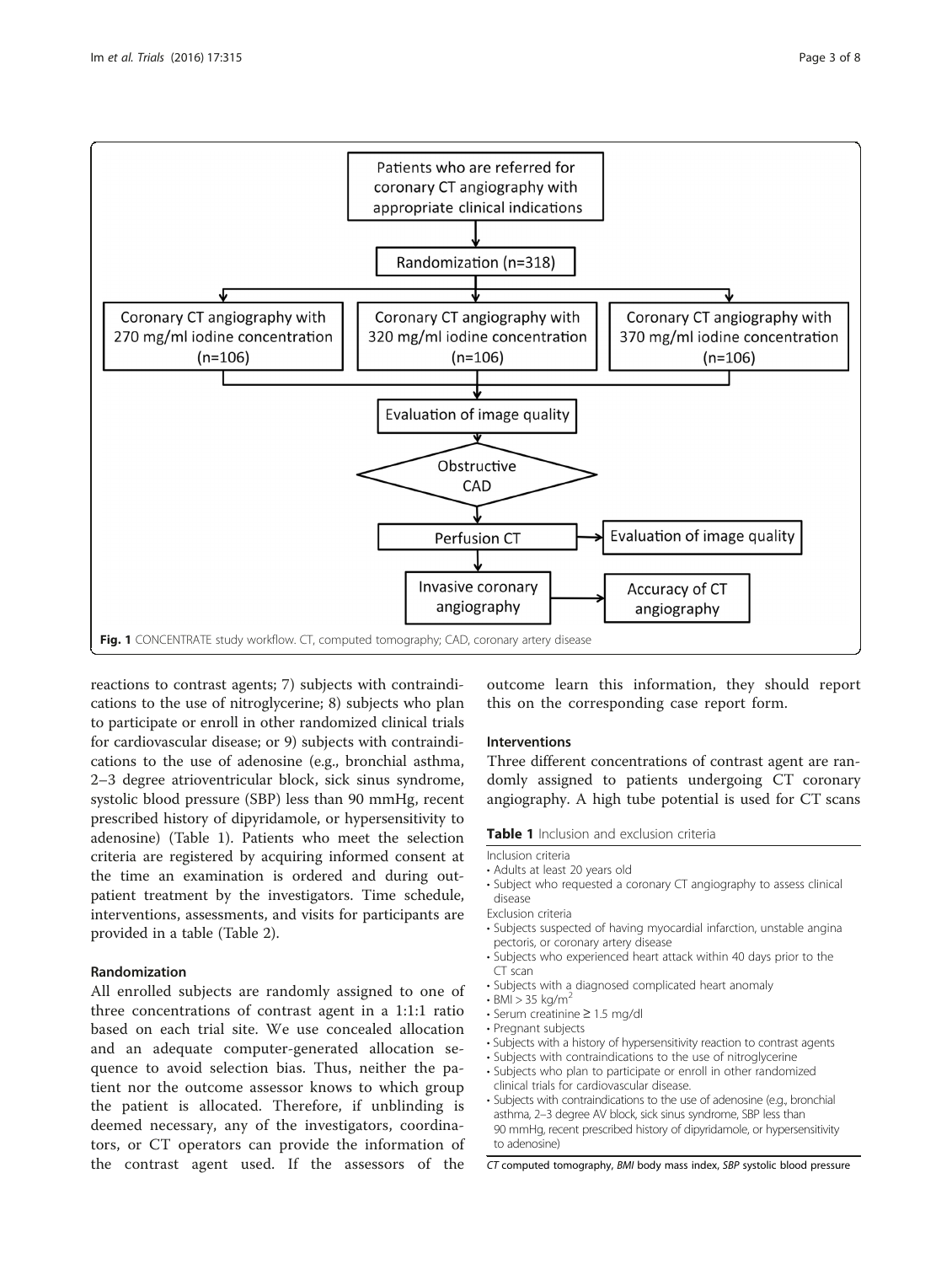Fig. 1 CONCENTRATE study workflow. CT, computed tomography; CAD, coronary artery disease

reactions to contrast agents; 7) subjects with contraindications to the use of nitroglycerine; 8) subjects who plan to participate or enroll in other randomized clinical trials for cardiovascular disease; or 9) subjects with contraindications to the use of adenosine (e.g., bronchial asthma, 2–3 degree atrioventricular block, sick sinus syndrome, systolic blood pressure (SBP) less than 90 mmHg, recent prescribed history of dipyridamole, or hypersensitivity to adenosine) (Table 1). Patients who meet the selection criteria are registered by acquiring informed consent at the time an examination is ordered and during outpatient treatment by the investigators. Time schedule, interventions, assessments, and visits for participants are provided in a table (Table 2).

## Randomization

All enrolled subjects are randomly assigned to one of three concentrations of contrast agent in a 1:1:1 ratio based on each trial site. We use concealed allocation and an adequate computer-generated allocation sequence to avoid selection bias. Thus, neither the patient nor the outcome assessor knows to which group the patient is allocated. Therefore, if unblinding is deemed necessary, any of the investigators, coordinators, or CT operators can provide the information of the contrast agent used. If the assessors of the outcome learn this information, they should report this on the corresponding case report form.

## Interventions

Three different concentrations of contrast agent are randomly assigned to patients undergoing CT coronary angiography. A high tube potential is used for CT scans

**Table 1** Inclusion and exclusion criteria

Inclusion criteria

- Adults at least 20 years old
- Subject who requested a coronary CT angiography to assess clinical disease

Exclusion criteria

- Subjects suspected of having myocardial infarction, unstable angina pectoris, or coronary artery disease
- Subjects who experienced heart attack within 40 days prior to the CT scan
- Subjects with a diagnosed complicated heart anomaly
- BMI > 35 kg/m$^2$
- Serum creatinine ≥ 1.5 mg/dl
- Pregnant subjects
- Subjects with a history of hypersensitivity reaction to contrast agents
- Subjects with contraindications to the use of nitroglycerine
- Subjects who plan to participate or enroll in other randomized clinical trials for cardiovascular disease.
- Subjects with contraindications to the use of adenosine (e.g., bronchial asthma, 2–3 degree AV block, sick sinus syndrome, SBP less than 90 mmHg, recent prescribed history of dipyridamole, or hypersensitivity to adenosine)

*CT* computed tomography, *BMI* body mass index, *SBP* systolic blood pressure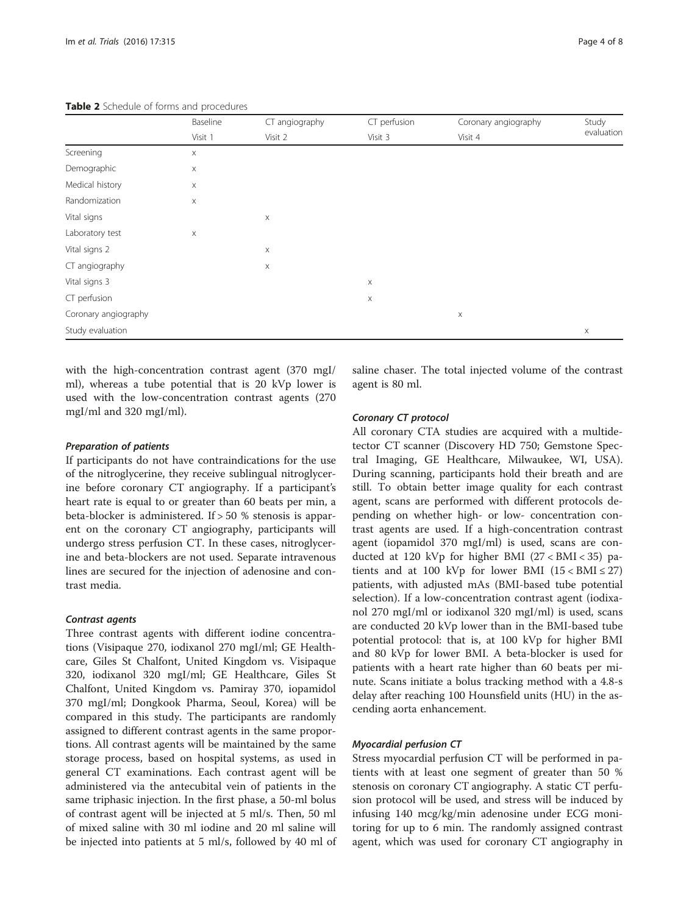**Table 2** Schedule of forms and procedures

| | Baseline | CT angiography | CT perfusion | Coronary angiography | Study evaluation |
|---|---|---|---|---|---|
| | Visit 1 | Visit 2 | Visit 3 | Visit 4 | |
| Screening | x | | | | |
| Demographic | x | | | | |
| Medical history | x | | | | |
| Randomization | x | | | | |
| Vital signs | | x | | | |
| Laboratory test | x | | | | |
| Vital signs 2 | | x | | | |
| CT angiography | | x | | | |
| Vital signs 3 | | | x | | |
| CT perfusion | | | x | | |
| Coronary angiography | | | | x | |
| Study evaluation | | | | | x |

with the high-concentration contrast agent (370 mgI/ml), whereas a tube potential that is 20 kVp lower is used with the low-concentration contrast agents (270 mgI/ml and 320 mgI/ml).

#### *Preparation of patients*

If participants do not have contraindications for the use of the nitroglycerine, they receive sublingual nitroglycerine before coronary CT angiography. If a participant's heart rate is equal to or greater than 60 beats per min, a beta-blocker is administered. If > 50 % stenosis is apparent on the coronary CT angiography, participants will undergo stress perfusion CT. In these cases, nitroglycerine and beta-blockers are not used. Separate intravenous lines are secured for the injection of adenosine and contrast media.

#### *Contrast agents*

Three contrast agents with different iodine concentrations (Visipaque 270, iodixanol 270 mgI/ml; GE Healthcare, Giles St Chalfont, United Kingdom vs. Visipaque 320, iodixanol 320 mgI/ml; GE Healthcare, Giles St Chalfont, United Kingdom vs. Pamiray 370, iopamidol 370 mgI/ml; Dongkook Pharma, Seoul, Korea) will be compared in this study. The participants are randomly assigned to different contrast agents in the same proportions. All contrast agents will be maintained by the same storage process, based on hospital systems, as used in general CT examinations. Each contrast agent will be administered via the antecubital vein of patients in the same triphasic injection. In the first phase, a 50-ml bolus of contrast agent will be injected at 5 ml/s. Then, 50 ml of mixed saline with 30 ml iodine and 20 ml saline will be injected into patients at 5 ml/s, followed by 40 ml of saline chaser. The total injected volume of the contrast agent is 80 ml.

#### *Coronary CT protocol*

All coronary CTA studies are acquired with a multidetector CT scanner (Discovery HD 750; Gemstone Spectral Imaging, GE Healthcare, Milwaukee, WI, USA). During scanning, participants hold their breath and are still. To obtain better image quality for each contrast agent, scans are performed with different protocols depending on whether high- or low- concentration contrast agents are used. If a high-concentration contrast agent (iopamidol 370 mgI/ml) is used, scans are conducted at 120 kVp for higher BMI ($27 < \text{BMI} < 35$) patients and at 100 kVp for lower BMI ($15 < \text{BMI} \leq 27$) patients, with adjusted mAs (BMI-based tube potential selection). If a low-concentration contrast agent (iodixanol 270 mgI/ml or iodixanol 320 mgI/ml) is used, scans are conducted 20 kVp lower than in the BMI-based tube potential protocol: that is, at 100 kVp for higher BMI and 80 kVp for lower BMI. A beta-blocker is used for patients with a heart rate higher than 60 beats per minute. Scans initiate a bolus tracking method with a 4.8-s delay after reaching 100 Hounsfield units (HU) in the ascending aorta enhancement.

#### *Myocardial perfusion CT*

Stress myocardial perfusion CT will be performed in patients with at least one segment of greater than 50 % stenosis on coronary CT angiography. A static CT perfusion protocol will be used, and stress will be induced by infusing 140 mcg/kg/min adenosine under ECG monitoring for up to 6 min. The randomly assigned contrast agent, which was used for coronary CT angiography in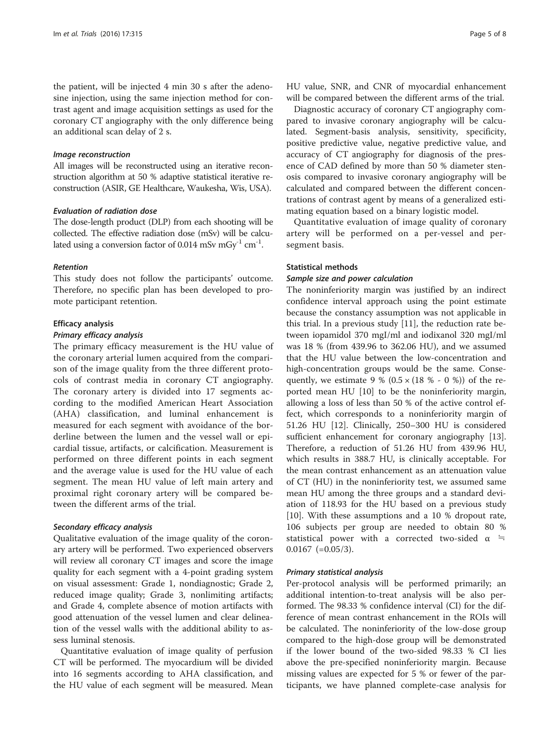the patient, will be injected 4 min 30 s after the adenosine injection, using the same injection method for contrast agent and image acquisition settings as used for the coronary CT angiography with the only difference being an additional scan delay of 2 s.

#### *Image reconstruction*

All images will be reconstructed using an iterative reconstruction algorithm at 50 % adaptive statistical iterative reconstruction (ASIR, GE Healthcare, Waukesha, Wis, USA).

#### *Evaluation of radiation dose*

The dose-length product (DLP) from each shooting will be collected. The effective radiation dose (mSv) will be calculated using a conversion factor of 0.014 mSv $mGy^{-1}$ $cm^{-1}$.

#### *Retention*

This study does not follow the participants' outcome. Therefore, no specific plan has been developed to promote participant retention.

### Efficacy analysis

#### *Primary efficacy analysis*

The primary efficacy measurement is the HU value of the coronary arterial lumen acquired from the comparison of the image quality from the three different protocols of contrast media in coronary CT angiography. The coronary artery is divided into 17 segments according to the modified American Heart Association (AHA) classification, and luminal enhancement is measured for each segment with avoidance of the borderline between the lumen and the vessel wall or epicardial tissue, artifacts, or calcification. Measurement is performed on three different points in each segment and the average value is used for the HU value of each segment. The mean HU value of left main artery and proximal right coronary artery will be compared between the different arms of the trial.

#### *Secondary efficacy analysis*

Qualitative evaluation of the image quality of the coronary artery will be performed. Two experienced observers will review all coronary CT images and score the image quality for each segment with a 4-point grading system on visual assessment: Grade 1, nondiagnostic; Grade 2, reduced image quality; Grade 3, nonlimiting artifacts; and Grade 4, complete absence of motion artifacts with good attenuation of the vessel lumen and clear delineation of the vessel walls with the additional ability to assess luminal stenosis.

Quantitative evaluation of image quality of perfusion CT will be performed. The myocardium will be divided into 16 segments according to AHA classification, and the HU value of each segment will be measured. Mean HU value, SNR, and CNR of myocardial enhancement will be compared between the different arms of the trial.

Diagnostic accuracy of coronary CT angiography compared to invasive coronary angiography will be calculated. Segment-basis analysis, sensitivity, specificity, positive predictive value, negative predictive value, and accuracy of CT angiography for diagnosis of the presence of CAD defined by more than 50 % diameter stenosis compared to invasive coronary angiography will be calculated and compared between the different concentrations of contrast agent by means of a generalized estimating equation based on a binary logistic model.

Quantitative evaluation of image quality of coronary artery will be performed on a per-vessel and per-segment basis.

### Statistical methods

#### *Sample size and power calculation*

The noninferiority margin was justified by an indirect confidence interval approach using the point estimate because the constancy assumption was not applicable in this trial. In a previous study [11], the reduction rate between iopamidol 370 mgI/ml and iodixanol 320 mgI/ml was 18 % (from 439.96 to 362.06 HU), and we assumed that the HU value between the low-concentration and high-concentration groups would be the same. Consequently, we estimate 9 % ($0.5 \times (18\ \% - 0\ \%)$) of the reported mean HU [10] to be the noninferiority margin, allowing a loss of less than 50 % of the active control effect, which corresponds to a noninferiority margin of 51.26 HU [12]. Clinically, 250–300 HU is considered sufficient enhancement for coronary angiography [13]. Therefore, a reduction of 51.26 HU from 439.96 HU, which results in 388.7 HU, is clinically acceptable. For the mean contrast enhancement as an attenuation value of CT (HU) in the noninferiority test, we assumed same mean HU among the three groups and a standard deviation of 118.93 for the HU based on a previous study [10]. With these assumptions and a 10 % dropout rate, 106 subjects per group are needed to obtain 80 % statistical power with a corrected two-sided $\alpha \fallingdotseq 0.0167$ ($=0.05/3$).

#### *Primary statistical analysis*

Per-protocol analysis will be performed primarily; an additional intention-to-treat analysis will be also performed. The 98.33 % confidence interval (CI) for the difference of mean contrast enhancement in the ROIs will be calculated. The noninferiority of the low-dose group compared to the high-dose group will be demonstrated if the lower bound of the two-sided 98.33 % CI lies above the pre-specified noninferiority margin. Because missing values are expected for 5 % or fewer of the participants, we have planned complete-case analysis for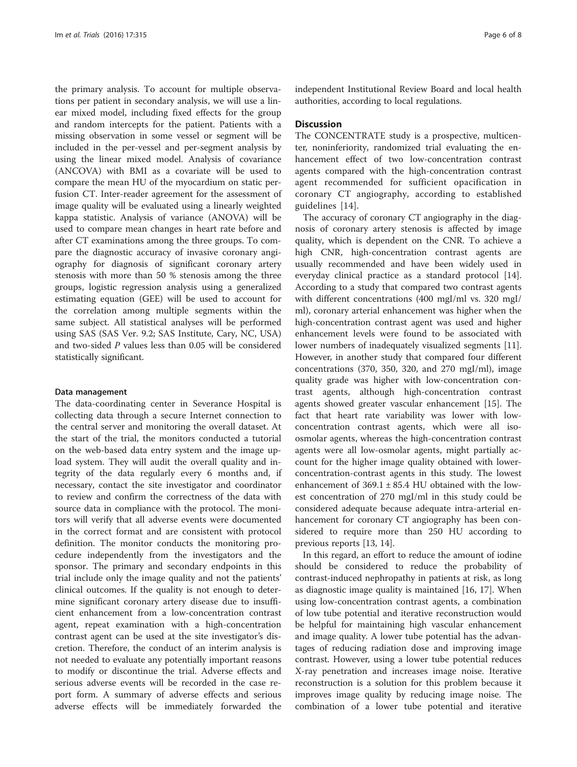the primary analysis. To account for multiple observations per patient in secondary analysis, we will use a linear mixed model, including fixed effects for the group and random intercepts for the patient. Patients with a missing observation in some vessel or segment will be included in the per-vessel and per-segment analysis by using the linear mixed model. Analysis of covariance (ANCOVA) with BMI as a covariate will be used to compare the mean HU of the myocardium on static perfusion CT. Inter-reader agreement for the assessment of image quality will be evaluated using a linearly weighted kappa statistic. Analysis of variance (ANOVA) will be used to compare mean changes in heart rate before and after CT examinations among the three groups. To compare the diagnostic accuracy of invasive coronary angiography for diagnosis of significant coronary artery stenosis with more than 50 % stenosis among the three groups, logistic regression analysis using a generalized estimating equation (GEE) will be used to account for the correlation among multiple segments within the same subject. All statistical analyses will be performed using SAS (SAS Ver. 9.2; SAS Institute, Cary, NC, USA) and two-sided *P* values less than 0.05 will be considered statistically significant.

#### Data management

The data-coordinating center in Severance Hospital is collecting data through a secure Internet connection to the central server and monitoring the overall dataset. At the start of the trial, the monitors conducted a tutorial on the web-based data entry system and the image upload system. They will audit the overall quality and integrity of the data regularly every 6 months and, if necessary, contact the site investigator and coordinator to review and confirm the correctness of the data with source data in compliance with the protocol. The monitors will verify that all adverse events were documented in the correct format and are consistent with protocol definition. The monitor conducts the monitoring procedure independently from the investigators and the sponsor. The primary and secondary endpoints in this trial include only the image quality and not the patients' clinical outcomes. If the quality is not enough to determine significant coronary artery disease due to insufficient enhancement from a low-concentration contrast agent, repeat examination with a high-concentration contrast agent can be used at the site investigator's discretion. Therefore, the conduct of an interim analysis is not needed to evaluate any potentially important reasons to modify or discontinue the trial. Adverse effects and serious adverse events will be recorded in the case report form. A summary of adverse effects and serious adverse effects will be immediately forwarded the independent Institutional Review Board and local health authorities, according to local regulations.

## Discussion

The CONCENTRATE study is a prospective, multicenter, noninferiority, randomized trial evaluating the enhancement effect of two low-concentration contrast agents compared with the high-concentration contrast agent recommended for sufficient opacification in coronary CT angiography, according to established guidelines [14].

The accuracy of coronary CT angiography in the diagnosis of coronary artery stenosis is affected by image quality, which is dependent on the CNR. To achieve a high CNR, high-concentration contrast agents are usually recommended and have been widely used in everyday clinical practice as a standard protocol [14]. According to a study that compared two contrast agents with different concentrations (400 mgI/ml vs. 320 mgI/ml), coronary arterial enhancement was higher when the high-concentration contrast agent was used and higher enhancement levels were found to be associated with lower numbers of inadequately visualized segments [11]. However, in another study that compared four different concentrations (370, 350, 320, and 270 mgI/ml), image quality grade was higher with low-concentration contrast agents, although high-concentration contrast agents showed greater vascular enhancement [15]. The fact that heart rate variability was lower with low-concentration contrast agents, which were all iso-osmolar agents, whereas the high-concentration contrast agents were all low-osmolar agents, might partially account for the higher image quality obtained with lower-concentration-contrast agents in this study. The lowest enhancement of 369.1 ± 85.4 HU obtained with the lowest concentration of 270 mgI/ml in this study could be considered adequate because adequate intra-arterial enhancement for coronary CT angiography has been considered to require more than 250 HU according to previous reports [13, 14].

In this regard, an effort to reduce the amount of iodine should be considered to reduce the probability of contrast-induced nephropathy in patients at risk, as long as diagnostic image quality is maintained [16, 17]. When using low-concentration contrast agents, a combination of low tube potential and iterative reconstruction would be helpful for maintaining high vascular enhancement and image quality. A lower tube potential has the advantages of reducing radiation dose and improving image contrast. However, using a lower tube potential reduces X-ray penetration and increases image noise. Iterative reconstruction is a solution for this problem because it improves image quality by reducing image noise. The combination of a lower tube potential and iterative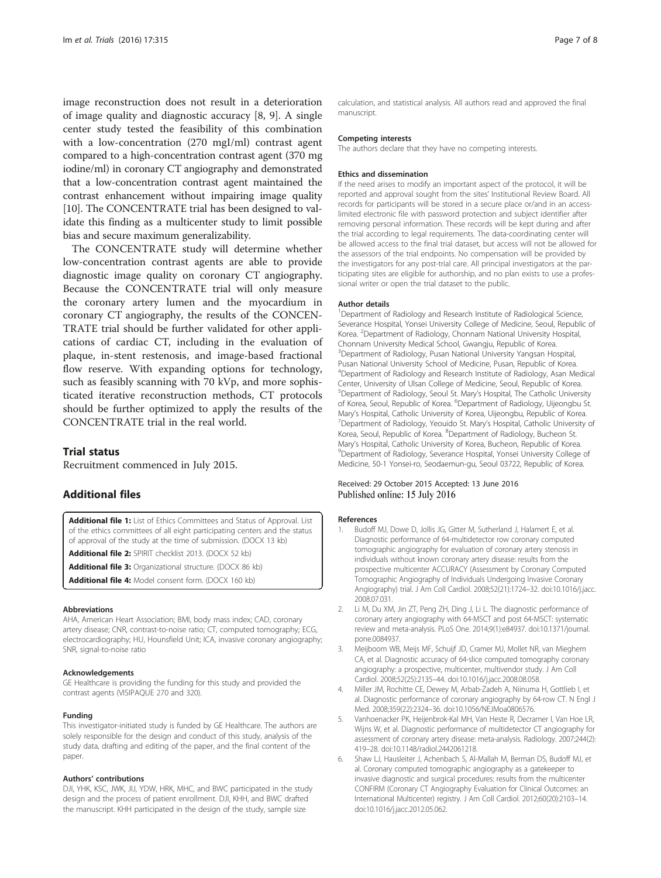image reconstruction does not result in a deterioration of image quality and diagnostic accuracy [8, 9]. A single center study tested the feasibility of this combination with a low-concentration (270 mgI/ml) contrast agent compared to a high-concentration contrast agent (370 mg iodine/ml) in coronary CT angiography and demonstrated that a low-concentration contrast agent maintained the contrast enhancement without impairing image quality [10]. The CONCENTRATE trial has been designed to validate this finding as a multicenter study to limit possible bias and secure maximum generalizability.

The CONCENTRATE study will determine whether low-concentration contrast agents are able to provide diagnostic image quality on coronary CT angiography. Because the CONCENTRATE trial will only measure the coronary artery lumen and the myocardium in coronary CT angiography, the results of the CONCENTRATE trial should be further validated for other applications of cardiac CT, including in the evaluation of plaque, in-stent restenosis, and image-based fractional flow reserve. With expanding options for technology, such as feasibly scanning with 70 kVp, and more sophisticated iterative reconstruction methods, CT protocols should be further optimized to apply the results of the CONCENTRATE trial in the real world.

## Trial status

Recruitment commenced in July 2015.

## Additional files

**Additional file 1:** List of Ethics Committees and Status of Approval. List of the ethics committees of all eight participating centers and the status of approval of the study at the time of submission. (DOCX 13 kb)

**Additional file 2:** SPIRIT checklist 2013. (DOCX 52 kb)

**Additional file 3:** Organizational structure. (DOCX 86 kb)

**Additional file 4:** Model consent form. (DOCX 160 kb)

#### Abbreviations

AHA, American Heart Association; BMI, body mass index; CAD, coronary artery disease; CNR, contrast-to-noise ratio; CT, computed tomography; ECG, electrocardiography; HU, Hounsfield Unit; ICA, invasive coronary angiography; SNR, signal-to-noise ratio

#### Acknowledgements

GE Healthcare is providing the funding for this study and provided the contrast agents (VISIPAQUE 270 and 320).

#### Funding

This investigator-initiated study is funded by GE Healthcare. The authors are solely responsible for the design and conduct of this study, analysis of the study data, drafting and editing of the paper, and the final content of the paper.

#### Authors' contributions

DJI, YHK, KSC, JWK, JIJ, YDW, HRK, MHC, and BWC participated in the study design and the process of patient enrollment. DJI, KHH, and BWC drafted the manuscript. KHH participated in the design of the study, sample size calculation, and statistical analysis. All authors read and approved the final manuscript.

#### Competing interests

The authors declare that they have no competing interests.

#### Ethics and dissemination

If the need arises to modify an important aspect of the protocol, it will be reported and approval sought from the sites' Institutional Review Board. All records for participants will be stored in a secure place or/and in an access-limited electronic file with password protection and subject identifier after removing personal information. These records will be kept during and after the trial according to legal requirements. The data-coordinating center will be allowed access to the final trial dataset, but access will not be allowed for the assessors of the trial endpoints. No compensation will be provided by the investigators for any post-trial care. All principal investigators at the participating sites are eligible for authorship, and no plan exists to use a professional writer or open the trial dataset to the public.

#### Author details

[1]Department of Radiology and Research Institute of Radiological Science, Severance Hospital, Yonsei University College of Medicine, Seoul, Republic of Korea. [2]Department of Radiology, Chonnam National University Hospital, Chonnam University Medical School, Gwangju, Republic of Korea. [3]Department of Radiology, Pusan National University Yangsan Hospital, Pusan National University School of Medicine, Pusan, Republic of Korea. [4]Department of Radiology and Research Institute of Radiology, Asan Medical Center, University of Ulsan College of Medicine, Seoul, Republic of Korea. [5]Department of Radiology, Seoul St. Mary's Hospital, The Catholic University of Korea, Seoul, Republic of Korea. [6]Department of Radiology, Uijeongbu St. Mary's Hospital, Catholic University of Korea, Uijeongbu, Republic of Korea. [7]Department of Radiology, Yeouido St. Mary's Hospital, Catholic University of Korea, Seoul, Republic of Korea. [8]Department of Radiology, Bucheon St. Mary's Hospital, Catholic University of Korea, Bucheon, Republic of Korea. [9]Department of Radiology, Severance Hospital, Yonsei University College of Medicine, 50-1 Yonsei-ro, Seodaemun-gu, Seoul 03722, Republic of Korea.

Received: 29 October 2015 Accepted: 13 June 2016
Published online: 15 July 2016

#### References

1. Budoff MJ, Dowe D, Jollis JG, Gitter M, Sutherland J, Halamert E, et al. Diagnostic performance of 64-multidetector row coronary computed tomographic angiography for evaluation of coronary artery stenosis in individuals without known coronary artery disease: results from the prospective multicenter ACCURACY (Assessment by Coronary Computed Tomographic Angiography of Individuals Undergoing Invasive Coronary Angiography) trial. J Am Coll Cardiol. 2008;52(21):1724–32. doi:10.1016/j.jacc.2008.07.031.
2. Li M, Du XM, Jin ZT, Peng ZH, Ding J, Li L. The diagnostic performance of coronary artery angiography with 64-MSCT and post 64-MSCT: systematic review and meta-analysis. PLoS One. 2014;9(1):e84937. doi:10.1371/journal.pone.0084937.
3. Meijboom WB, Meijs MF, Schuijf JD, Cramer MJ, Mollet NR, van Mieghem CA, et al. Diagnostic accuracy of 64-slice computed tomography coronary angiography: a prospective, multicenter, multivendor study. J Am Coll Cardiol. 2008;52(25):2135–44. doi:10.1016/j.jacc.2008.08.058.
4. Miller JM, Rochitte CE, Dewey M, Arbab-Zadeh A, Niinuma H, Gottlieb I, et al. Diagnostic performance of coronary angiography by 64-row CT. N Engl J Med. 2008;359(22):2324–36. doi:10.1056/NEJMoa0806576.
5. Vanhoenacker PK, Heijenbrok-Kal MH, Van Heste R, Decramer I, Van Hoe LR, Wijns W, et al. Diagnostic performance of multidetector CT angiography for assessment of coronary artery disease: meta-analysis. Radiology. 2007;244(2):419–28. doi:10.1148/radiol.2442061218.
6. Shaw LJ, Hausleiter J, Achenbach S, Al-Mallah M, Berman DS, Budoff MJ, et al. Coronary computed tomographic angiography as a gatekeeper to invasive diagnostic and surgical procedures: results from the multicenter CONFIRM (Coronary CT Angiography Evaluation for Clinical Outcomes: an International Multicenter) registry. J Am Coll Cardiol. 2012;60(20):2103–14. doi:10.1016/j.jacc.2012.05.062.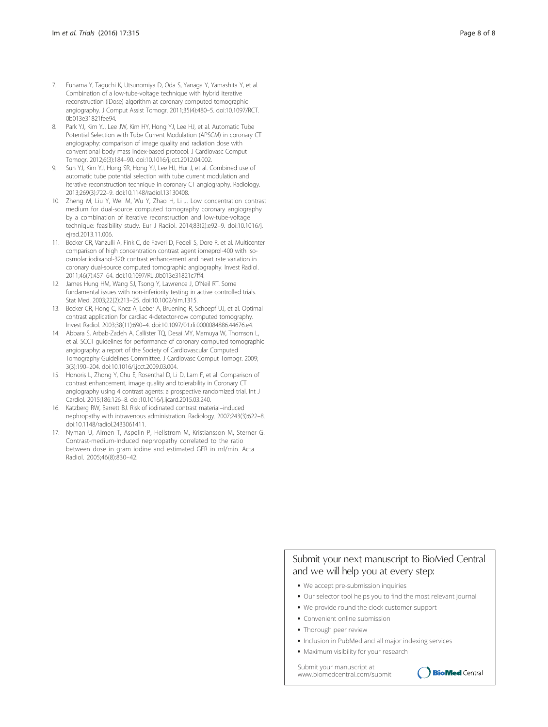7. Funama Y, Taguchi K, Utsunomiya D, Oda S, Yanaga Y, Yamashita Y, et al. Combination of a low-tube-voltage technique with hybrid iterative reconstruction (iDose) algorithm at coronary computed tomographic angiography. J Comput Assist Tomogr. 2011;35(4):480–5. doi:10.1097/RCT.0b013e31821fee94.
8. Park YJ, Kim YJ, Lee JW, Kim HY, Hong YJ, Lee HJ, et al. Automatic Tube Potential Selection with Tube Current Modulation (APSCM) in coronary CT angiography: comparison of image quality and radiation dose with conventional body mass index-based protocol. J Cardiovasc Comput Tomogr. 2012;6(3):184–90. doi:10.1016/j.jcct.2012.04.002.
9. Suh YJ, Kim YJ, Hong SR, Hong YJ, Lee HJ, Hur J, et al. Combined use of automatic tube potential selection with tube current modulation and iterative reconstruction technique in coronary CT angiography. Radiology. 2013;269(3):722–9. doi:10.1148/radiol.13130408.
10. Zheng M, Liu Y, Wei M, Wu Y, Zhao H, Li J. Low concentration contrast medium for dual-source computed tomography coronary angiography by a combination of iterative reconstruction and low-tube-voltage technique: feasibility study. Eur J Radiol. 2014;83(2):e92–9. doi:10.1016/j.ejrad.2013.11.006.
11. Becker CR, Vanzulli A, Fink C, de Faveri D, Fedeli S, Dore R, et al. Multicenter comparison of high concentration contrast agent iomeprol-400 with iso-osmolar iodixanol-320: contrast enhancement and heart rate variation in coronary dual-source computed tomographic angiography. Invest Radiol. 2011;46(7):457–64. doi:10.1097/RLI.0b013e31821c7ff4.
12. James Hung HM, Wang SJ, Tsong Y, Lawrence J, O'Neil RT. Some fundamental issues with non-inferiority testing in active controlled trials. Stat Med. 2003;22(2):213–25. doi:10.1002/sim.1315.
13. Becker CR, Hong C, Knez A, Leber A, Bruening R, Schoepf UJ, et al. Optimal contrast application for cardiac 4-detector-row computed tomography. Invest Radiol. 2003;38(11):690–4. doi:10.1097/01.rli.0000084886.44676.e4.
14. Abbara S, Arbab-Zadeh A, Callister TQ, Desai MY, Mamuya W, Thomson L, et al. SCCT guidelines for performance of coronary computed tomographic angiography: a report of the Society of Cardiovascular Computed Tomography Guidelines Committee. J Cardiovasc Comput Tomogr. 2009;3(3):190–204. doi:10.1016/j.jcct.2009.03.004.
15. Honoris L, Zhong Y, Chu E, Rosenthal D, Li D, Lam F, et al. Comparison of contrast enhancement, image quality and tolerability in Coronary CT angiography using 4 contrast agents: a prospective randomized trial. Int J Cardiol. 2015;186:126–8. doi:10.1016/j.ijcard.2015.03.240.
16. Katzberg RW, Barrett BJ. Risk of iodinated contrast material–induced nephropathy with intravenous administration. Radiology. 2007;243(3):622–8. doi:10.1148/radiol.2433061411.
17. Nyman U, Almen T, Aspelin P, Hellstrom M, Kristiansson M, Sterner G. Contrast-medium-Induced nephropathy correlated to the ratio between dose in gram iodine and estimated GFR in ml/min. Acta Radiol. 2005;46(8):830–42.

Submit your next manuscript to BioMed Central and we will help you at every step:

- We accept pre-submission inquiries
- Our selector tool helps you to find the most relevant journal
- We provide round the clock customer support
- Convenient online submission
- Thorough peer review
- Inclusion in PubMed and all major indexing services
- Maximum visibility for your research

Submit your manuscript at www.biomedcentral.com/submit

BioMed Central